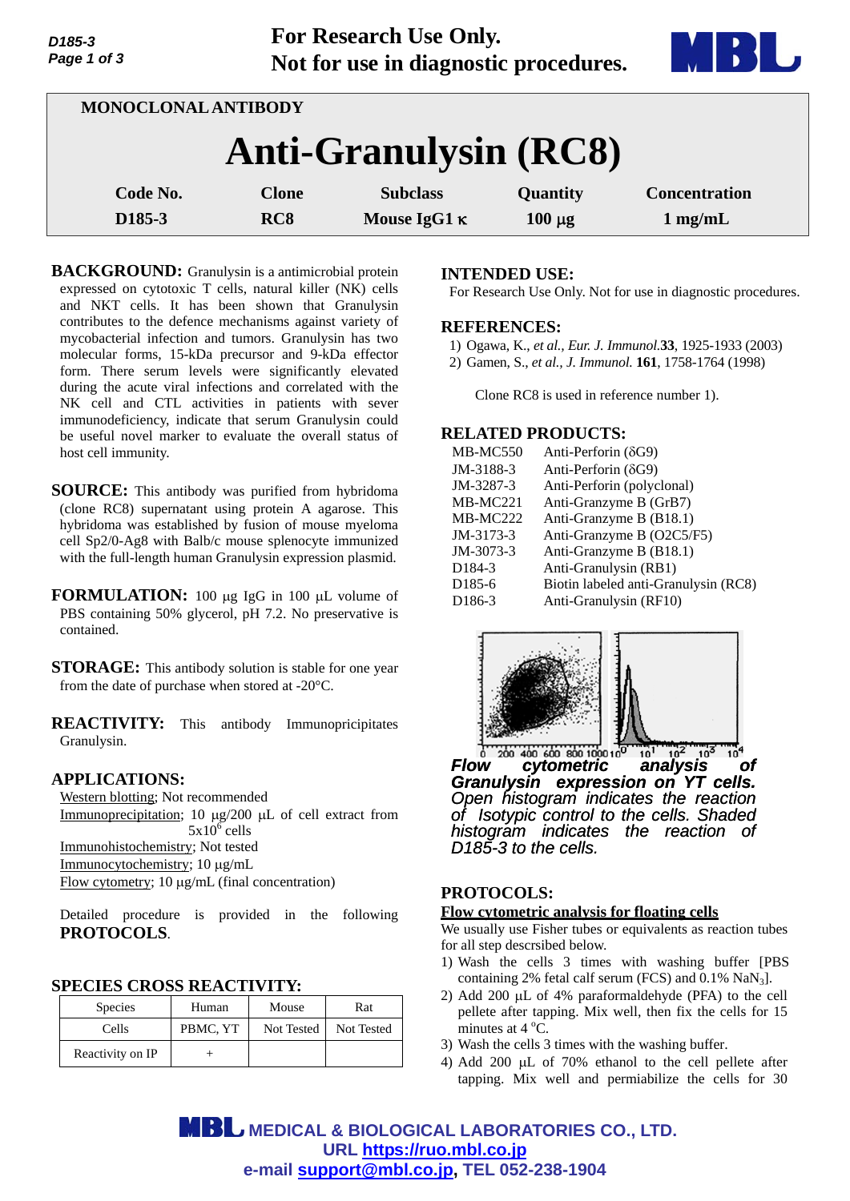For Research Use Only.
Not for use in diagnostic procedures.

MONOCLONAL ANTIBODY

# Anti-Granulysin (RC8)

| Code No. | Clone | Subclass | Quantity | Concentration |
|---|---|---|---|---|
| D185-3 | RC8 | Mouse IgG1 κ | 100 µg | 1 mg/mL |

**BACKGROUND:** Granulysin is a antimicrobial protein expressed on cytotoxic T cells, natural killer (NK) cells and NKT cells. It has been shown that Granulysin contributes to the defence mechanisms against variety of mycobacterial infection and tumors. Granulysin has two molecular forms, 15-kDa precursor and 9-kDa effector form. There serum levels were significantly elevated during the acute viral infections and correlated with the NK cell and CTL activities in patients with sever immunodeficiency, indicate that serum Granulysin could be useful novel marker to evaluate the overall status of host cell immunity.

**SOURCE:** This antibody was purified from hybridoma (clone RC8) supernatant using protein A agarose. This hybridoma was established by fusion of mouse myeloma cell Sp2/0-Ag8 with Balb/c mouse splenocyte immunized with the full-length human Granulysin expression plasmid.

**FORMULATION:** 100 µg IgG in 100 µL volume of PBS containing 50% glycerol, pH 7.2. No preservative is contained.

**STORAGE:** This antibody solution is stable for one year from the date of purchase when stored at -20°C.

**REACTIVITY:** This antibody Immunopricipitates Granulysin.

**APPLICATIONS:**

Western blotting; Not recommended
Immunoprecipitation; 10 µg/200 µL of cell extract from $5x10^6$ cells
Immunohistochemistry; Not tested
Immunocytochemistry; 10 µg/mL
Flow cytometry; 10 µg/mL (final concentration)

Detailed procedure is provided in the following **PROTOCOLS**.

**SPECIES CROSS REACTIVITY:**

| Species | Human | Mouse | Rat |
|---|---|---|---|
| Cells | PBMC, YT | Not Tested | Not Tested |
| Reactivity on IP | + | | |

**INTENDED USE:**

For Research Use Only. Not for use in diagnostic procedures.

**REFERENCES:**

1) Ogawa, K., *et al., Eur. J. Immunol.* **33**, 1925-1933 (2003)
2) Gamen, S., *et al., J. Immunol.* **161**, 1758-1764 (1998)

Clone RC8 is used in reference number 1).

**RELATED PRODUCTS:**

| | |
|---|---|
| MB-MC550 | Anti-Perforin (δG9) |
| JM-3188-3 | Anti-Perforin (δG9) |
| JM-3287-3 | Anti-Perforin (polyclonal) |
| MB-MC221 | Anti-Granzyme B (GrB7) |
| MB-MC222 | Anti-Granzyme B (B18.1) |
| JM-3173-3 | Anti-Granzyme B (O2C5/F5) |
| JM-3073-3 | Anti-Granzyme B (B18.1) |
| D184-3 | Anti-Granulysin (RB1) |
| D185-6 | Biotin labeled anti-Granulysin (RC8) |
| D186-3 | Anti-Granulysin (RF10) |

***Flow cytometric analysis of Granulysin expression on YT cells.*** *Open histogram indicates the reaction of Isotypic control to the cells. Shaded histogram indicates the reaction of D185-3 to the cells.*

**PROTOCOLS:**

**Flow cytometric analysis for floating cells**

We usually use Fisher tubes or equivalents as reaction tubes for all step descrsibed below.

1) Wash the cells 3 times with washing buffer [PBS containing 2% fetal calf serum (FCS) and 0.1% $NaN_3$].
2) Add 200 µL of 4% paraformaldehyde (PFA) to the cell pellete after tapping. Mix well, then fix the cells for 15 minutes at 4 °C.
3) Wash the cells 3 times with the washing buffer.
4) Add 200 µL of 70% ethanol to the cell pellete after tapping. Mix well and permiabilize the cells for 30

MEDICAL & BIOLOGICAL LABORATORIES CO., LTD.
URL https://ruo.mbl.co.jp
e-mail support@mbl.co.jp, TEL 052-238-1904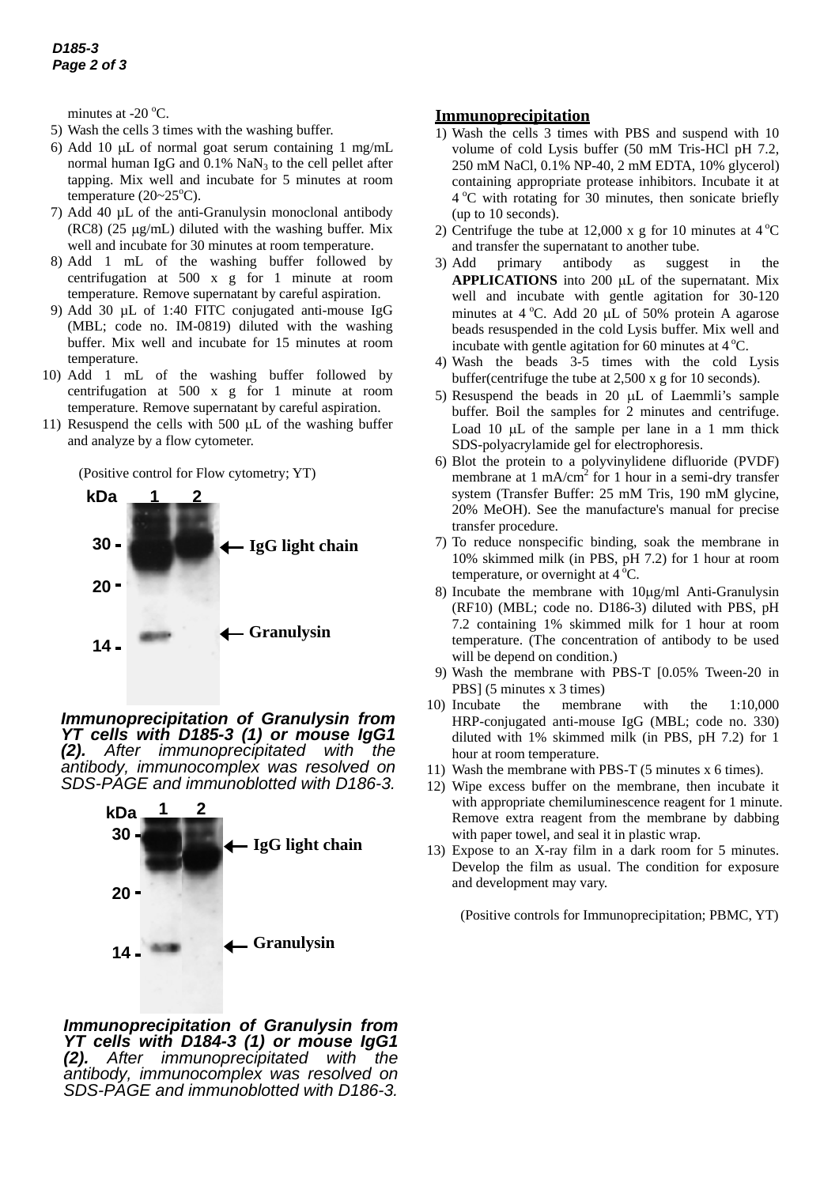minutes at -20 °C.

5) Wash the cells 3 times with the washing buffer.
6) Add 10 μL of normal goat serum containing 1 mg/mL normal human IgG and 0.1% $NaN_3$ to the cell pellet after tapping. Mix well and incubate for 5 minutes at room temperature (20~25°C).
7) Add 40 μL of the anti-Granulysin monoclonal antibody (RC8) (25 μg/mL) diluted with the washing buffer. Mix well and incubate for 30 minutes at room temperature.
8) Add 1 mL of the washing buffer followed by centrifugation at 500 x g for 1 minute at room temperature. Remove supernatant by careful aspiration.
9) Add 30 μL of 1:40 FITC conjugated anti-mouse IgG (MBL; code no. IM-0819) diluted with the washing buffer. Mix well and incubate for 15 minutes at room temperature.
10) Add 1 mL of the washing buffer followed by centrifugation at 500 x g for 1 minute at room temperature. Remove supernatant by careful aspiration.
11) Resuspend the cells with 500 μL of the washing buffer and analyze by a flow cytometer.

(Positive control for Flow cytometry; YT)

*Immunoprecipitation of Granulysin from YT cells with D185-3 (1) or mouse IgG1 (2). After immunoprecipitated with the antibody, immunocomplex was resolved on SDS-PAGE and immunoblotted with D186-3.*

*Immunoprecipitation of Granulysin from YT cells with D184-3 (1) or mouse IgG1 (2). After immunoprecipitated with the antibody, immunocomplex was resolved on SDS-PAGE and immunoblotted with D186-3.*

## Immunoprecipitation

1) Wash the cells 3 times with PBS and suspend with 10 volume of cold Lysis buffer (50 mM Tris-HCl pH 7.2, 250 mM NaCl, 0.1% NP-40, 2 mM EDTA, 10% glycerol) containing appropriate protease inhibitors. Incubate it at 4 °C with rotating for 30 minutes, then sonicate briefly (up to 10 seconds).
2) Centrifuge the tube at 12,000 x g for 10 minutes at 4 °C and transfer the supernatant to another tube.
3) Add primary antibody as suggest in the **APPLICATIONS** into 200 μL of the supernatant. Mix well and incubate with gentle agitation for 30-120 minutes at 4 °C. Add 20 μL of 50% protein A agarose beads resuspended in the cold Lysis buffer. Mix well and incubate with gentle agitation for 60 minutes at 4 °C.
4) Wash the beads 3-5 times with the cold Lysis buffer(centrifuge the tube at 2,500 x g for 10 seconds).
5) Resuspend the beads in 20 μL of Laemmli's sample buffer. Boil the samples for 2 minutes and centrifuge. Load 10 μL of the sample per lane in a 1 mm thick SDS-polyacrylamide gel for electrophoresis.
6) Blot the protein to a polyvinylidene difluoride (PVDF) membrane at 1 mA/$cm^2$ for 1 hour in a semi-dry transfer system (Transfer Buffer: 25 mM Tris, 190 mM glycine, 20% MeOH). See the manufacture's manual for precise transfer procedure.
7) To reduce nonspecific binding, soak the membrane in 10% skimmed milk (in PBS, pH 7.2) for 1 hour at room temperature, or overnight at 4 °C.
8) Incubate the membrane with 10μg/ml Anti-Granulysin (RF10) (MBL; code no. D186-3) diluted with PBS, pH 7.2 containing 1% skimmed milk for 1 hour at room temperature. (The concentration of antibody to be used will be depend on condition.)
9) Wash the membrane with PBS-T [0.05% Tween-20 in PBS] (5 minutes x 3 times)
10) Incubate the membrane with the 1:10,000 HRP-conjugated anti-mouse IgG (MBL; code no. 330) diluted with 1% skimmed milk (in PBS, pH 7.2) for 1 hour at room temperature.
11) Wash the membrane with PBS-T (5 minutes x 6 times).
12) Wipe excess buffer on the membrane, then incubate it with appropriate chemiluminescence reagent for 1 minute. Remove extra reagent from the membrane by dabbing with paper towel, and seal it in plastic wrap.
13) Expose to an X-ray film in a dark room for 5 minutes. Develop the film as usual. The condition for exposure and development may vary.

(Positive controls for Immunoprecipitation; PBMC, YT)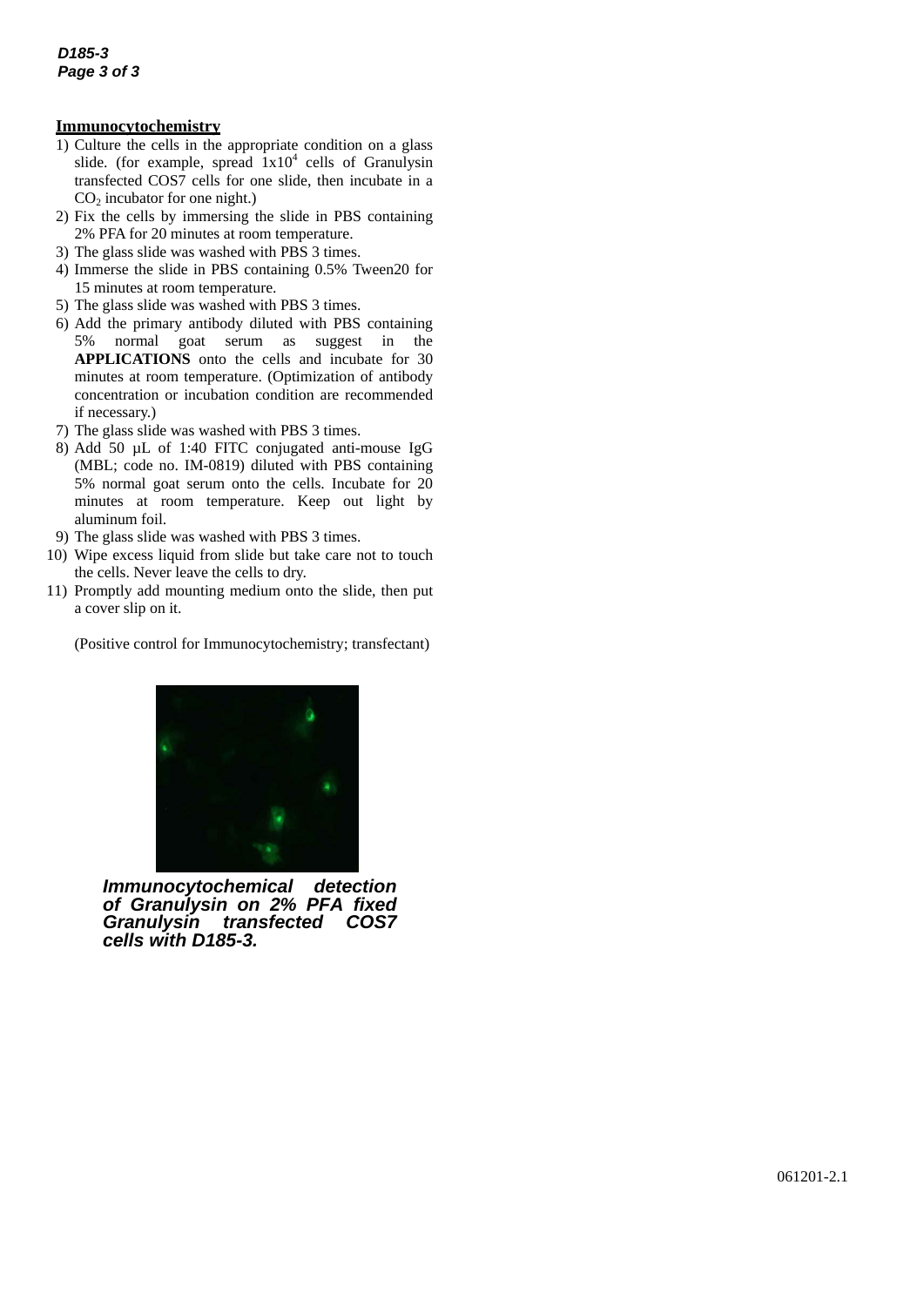## Immunocytochemistry

1) Culture the cells in the appropriate condition on a glass slide. (for example, spread $1x10^4$ cells of Granulysin transfected COS7 cells for one slide, then incubate in a $CO_2$ incubator for one night.)
2) Fix the cells by immersing the slide in PBS containing 2% PFA for 20 minutes at room temperature.
3) The glass slide was washed with PBS 3 times.
4) Immerse the slide in PBS containing 0.5% Tween20 for 15 minutes at room temperature.
5) The glass slide was washed with PBS 3 times.
6) Add the primary antibody diluted with PBS containing 5% normal goat serum as suggest in the **APPLICATIONS** onto the cells and incubate for 30 minutes at room temperature. (Optimization of antibody concentration or incubation condition are recommended if necessary.)
7) The glass slide was washed with PBS 3 times.
8) Add 50 µL of 1:40 FITC conjugated anti-mouse IgG (MBL; code no. IM-0819) diluted with PBS containing 5% normal goat serum onto the cells. Incubate for 20 minutes at room temperature. Keep out light by aluminum foil.
9) The glass slide was washed with PBS 3 times.
10) Wipe excess liquid from slide but take care not to touch the cells. Never leave the cells to dry.
11) Promptly add mounting medium onto the slide, then put a cover slip on it.

(Positive control for Immunocytochemistry; transfectant)

***Immunocytochemical detection of Granulysin on 2% PFA fixed Granulysin transfected COS7 cells with D185-3.***

061201-2.1